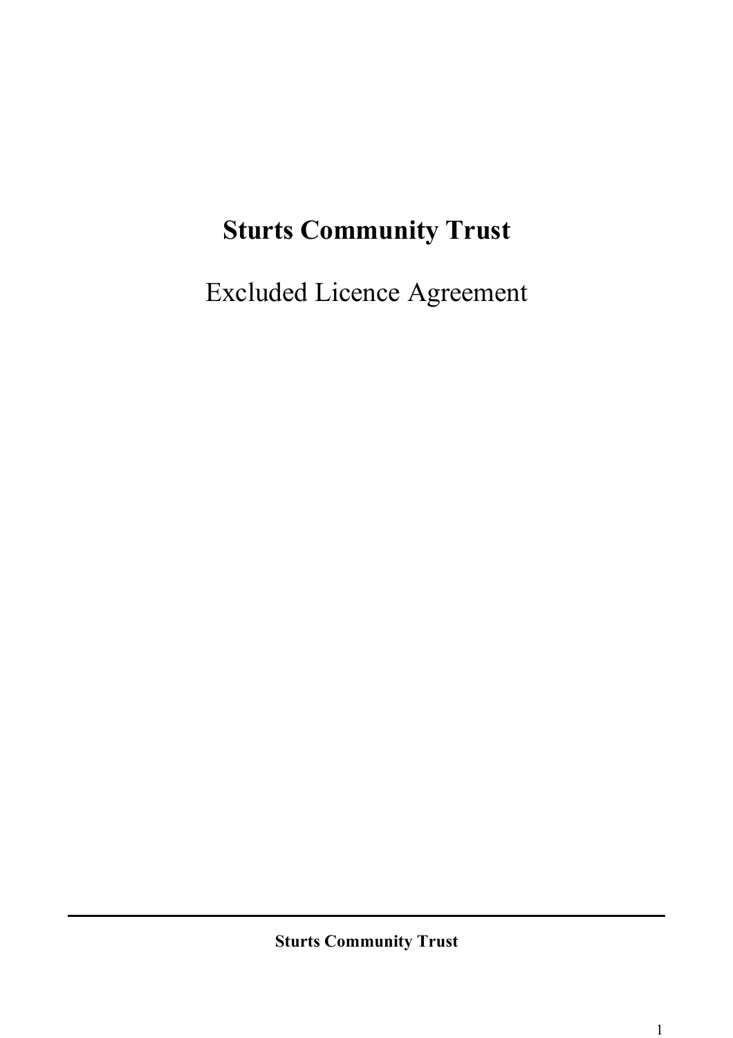# Sturts Community Trust

Excluded Licence Agreement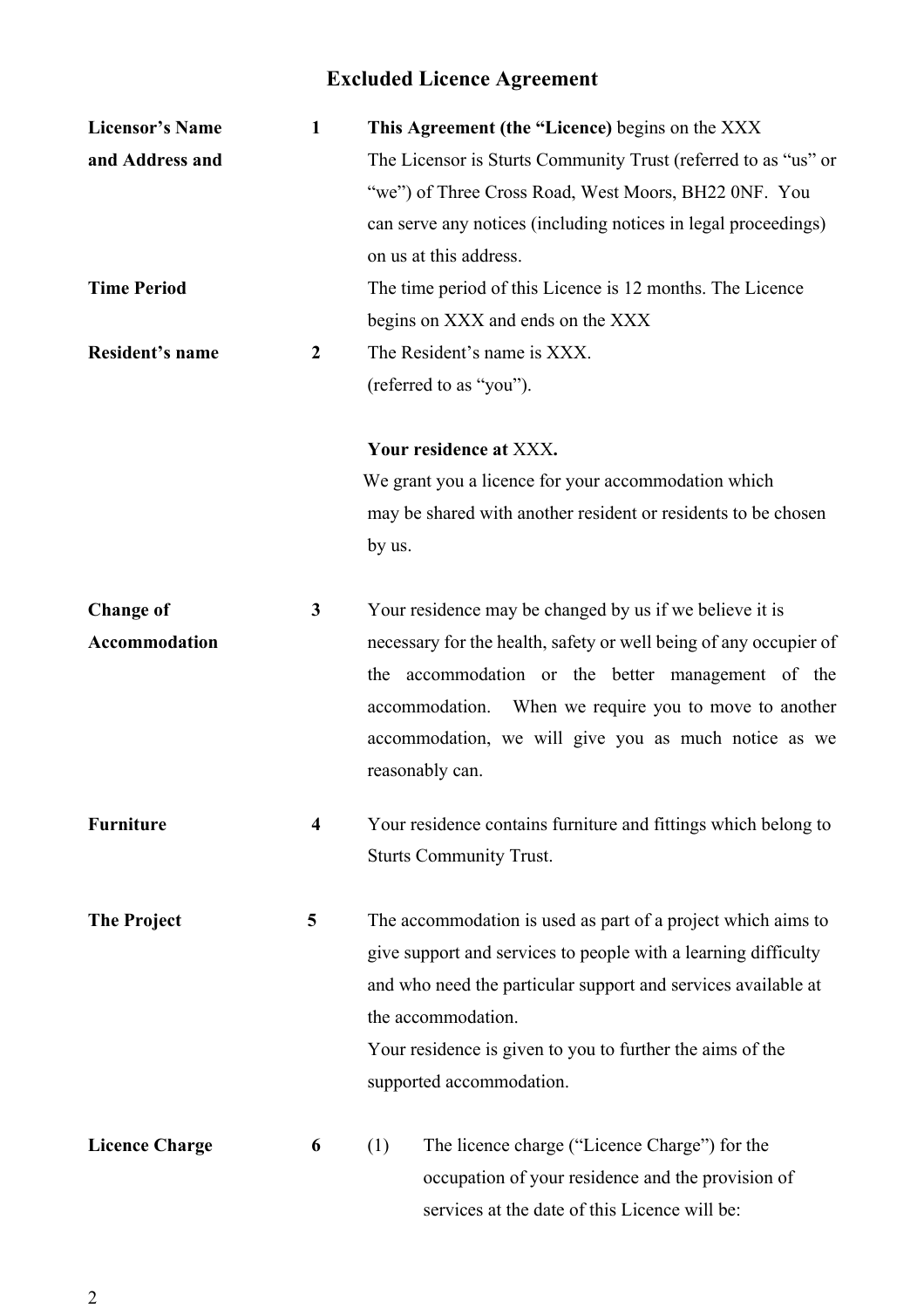# Excluded Licence Agreement

**Licensor's Name and Address and Time Period**

**1** **This Agreement (the "Licence)** begins on the XXX

The Licensor is Sturts Community Trust (referred to as "us" or "we") of Three Cross Road, West Moors, BH22 0NF. You can serve any notices (including notices in legal proceedings) on us at this address.

The time period of this Licence is 12 months. The Licence begins on XXX and ends on the XXX

**Resident's name**

**2** The Resident's name is XXX.
(referred to as "you").

**Your residence at** XXX**.**

We grant you a licence for your accommodation which may be shared with another resident or residents to be chosen by us.

**Change of Accommodation**

**3** Your residence may be changed by us if we believe it is necessary for the health, safety or well being of any occupier of the accommodation or the better management of the accommodation. When we require you to move to another accommodation, we will give you as much notice as we reasonably can.

**Furniture**

**4** Your residence contains furniture and fittings which belong to Sturts Community Trust.

**The Project**

**5** The accommodation is used as part of a project which aims to give support and services to people with a learning difficulty and who need the particular support and services available at the accommodation.

Your residence is given to you to further the aims of the supported accommodation.

**Licence Charge**

**6** (1) The licence charge ("Licence Charge") for the occupation of your residence and the provision of services at the date of this Licence will be: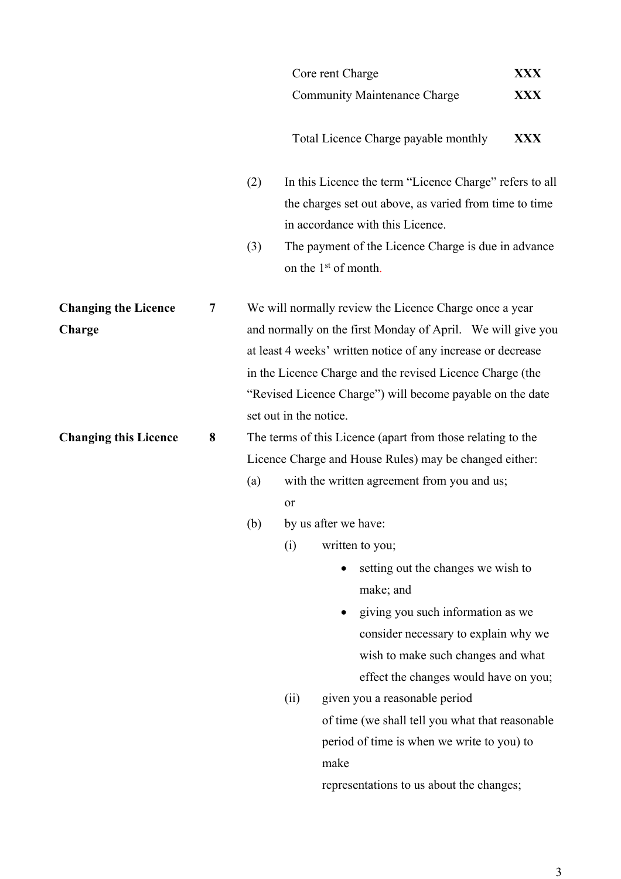| | |
|---|---|
| Core rent Charge | **XXX** |
| Community Maintenance Charge | **XXX** |
| | |
| Total Licence Charge payable monthly | **XXX** |

(2) In this Licence the term "Licence Charge" refers to all the charges set out above, as varied from time to time in accordance with this Licence.

(3) The payment of the Licence Charge is due in advance on the 1st of month.

**Changing the Licence Charge**

**7** We will normally review the Licence Charge once a year and normally on the first Monday of April. We will give you at least 4 weeks' written notice of any increase or decrease in the Licence Charge and the revised Licence Charge (the "Revised Licence Charge") will become payable on the date set out in the notice.

**Changing this Licence**

**8** The terms of this Licence (apart from those relating to the Licence Charge and House Rules) may be changed either:

(a) with the written agreement from you and us;

or

(b) by us after we have:

(i) written to you;

- setting out the changes we wish to make; and
- giving you such information as we consider necessary to explain why we wish to make such changes and what effect the changes would have on you;

(ii) given you a reasonable period of time (we shall tell you what that reasonable period of time is when we write to you) to make representations to us about the changes;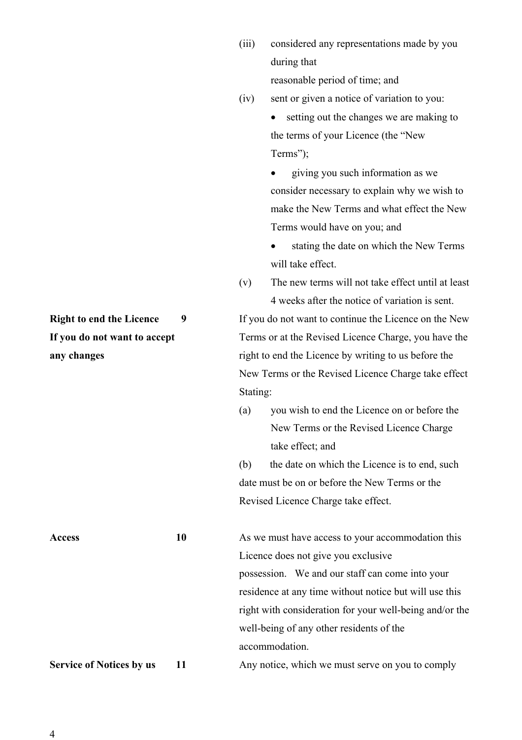(iii) considered any representations made by you during that reasonable period of time; and

(iv) sent or given a notice of variation to you:

- setting out the changes we are making to the terms of your Licence (the "New Terms");
- giving you such information as we consider necessary to explain why we wish to make the New Terms and what effect the New Terms would have on you; and
- stating the date on which the New Terms will take effect.

(v) The new terms will not take effect until at least 4 weeks after the notice of variation is sent.

**Right to end the Licence If you do not want to accept any changes** **9**

If you do not want to continue the Licence on the New Terms or at the Revised Licence Charge, you have the right to end the Licence by writing to us before the New Terms or the Revised Licence Charge take effect Stating:

(a) you wish to end the Licence on or before the New Terms or the Revised Licence Charge take effect; and

(b) the date on which the Licence is to end, such date must be on or before the New Terms or the Revised Licence Charge take effect.

**Access** **10**

As we must have access to your accommodation this Licence does not give you exclusive possession. We and our staff can come into your residence at any time without notice but will use this right with consideration for your well-being and/or the well-being of any other residents of the accommodation.

**Service of Notices by us** **11**

Any notice, which we must serve on you to comply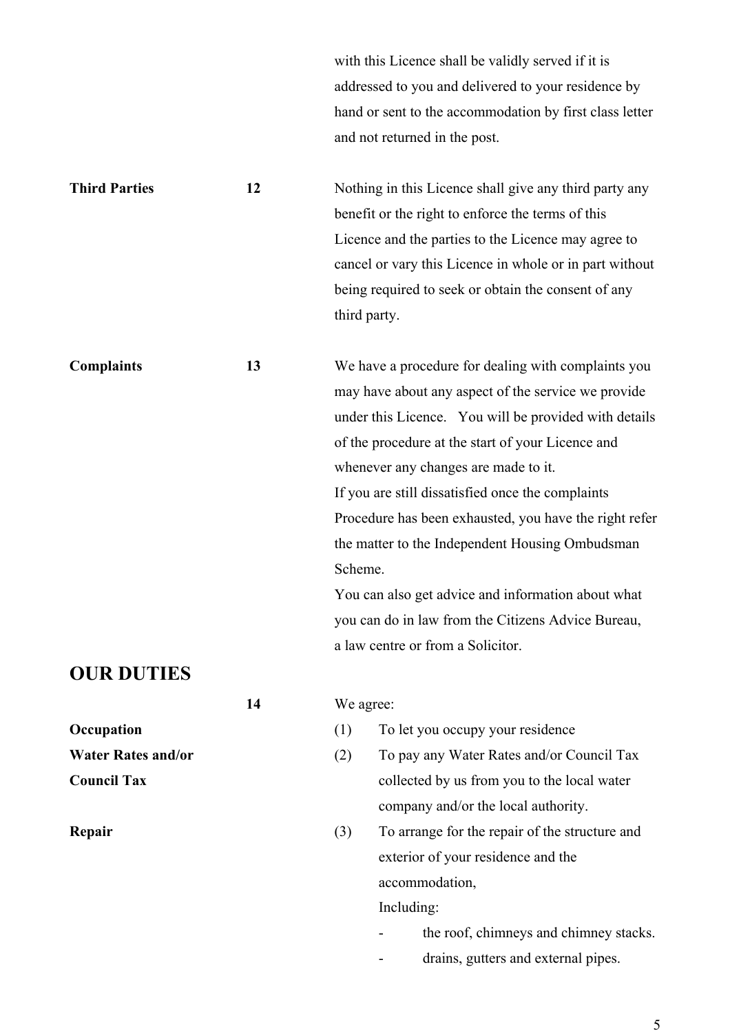with this Licence shall be validly served if it is addressed to you and delivered to your residence by hand or sent to the accommodation by first class letter and not returned in the post.

**Third Parties** **12** Nothing in this Licence shall give any third party any benefit or the right to enforce the terms of this Licence and the parties to the Licence may agree to cancel or vary this Licence in whole or in part without being required to seek or obtain the consent of any third party.

**Complaints** **13** We have a procedure for dealing with complaints you may have about any aspect of the service we provide under this Licence. You will be provided with details of the procedure at the start of your Licence and whenever any changes are made to it.

If you are still dissatisfied once the complaints Procedure has been exhausted, you have the right refer the matter to the Independent Housing Ombudsman Scheme.

You can also get advice and information about what you can do in law from the Citizens Advice Bureau, a law centre or from a Solicitor.

## OUR DUTIES

**14** We agree:

**Occupation**
(1) To let you occupy your residence

**Water Rates and/or Council Tax**
(2) To pay any Water Rates and/or Council Tax collected by us from you to the local water company and/or the local authority.

**Repair**
(3) To arrange for the repair of the structure and exterior of your residence and the accommodation,
Including:
- the roof, chimneys and chimney stacks.
- drains, gutters and external pipes.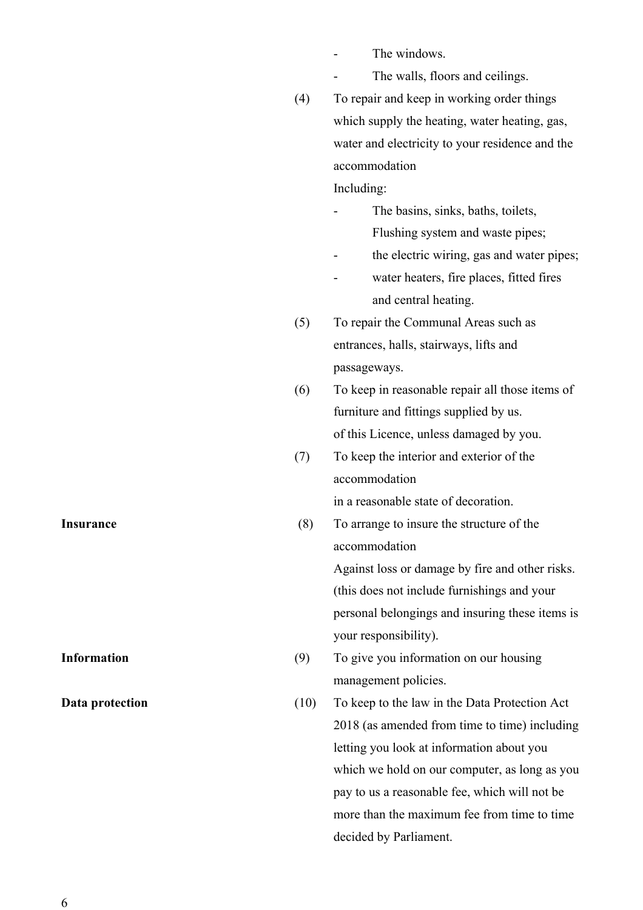- The windows.
- The walls, floors and ceilings.

(4) To repair and keep in working order things which supply the heating, water heating, gas, water and electricity to your residence and the accommodation
Including:
- The basins, sinks, baths, toilets, Flushing system and waste pipes;
- the electric wiring, gas and water pipes;
- water heaters, fire places, fitted fires and central heating.

(5) To repair the Communal Areas such as entrances, halls, stairways, lifts and passageways.

(6) To keep in reasonable repair all those items of furniture and fittings supplied by us.
of this Licence, unless damaged by you.

(7) To keep the interior and exterior of the accommodation
in a reasonable state of decoration.

**Insurance**

(8) To arrange to insure the structure of the accommodation
Against loss or damage by fire and other risks. (this does not include furnishings and your personal belongings and insuring these items is your responsibility).

**Information**

(9) To give you information on our housing management policies.

**Data protection**

(10) To keep to the law in the Data Protection Act 2018 (as amended from time to time) including letting you look at information about you which we hold on our computer, as long as you pay to us a reasonable fee, which will not be more than the maximum fee from time to time decided by Parliament.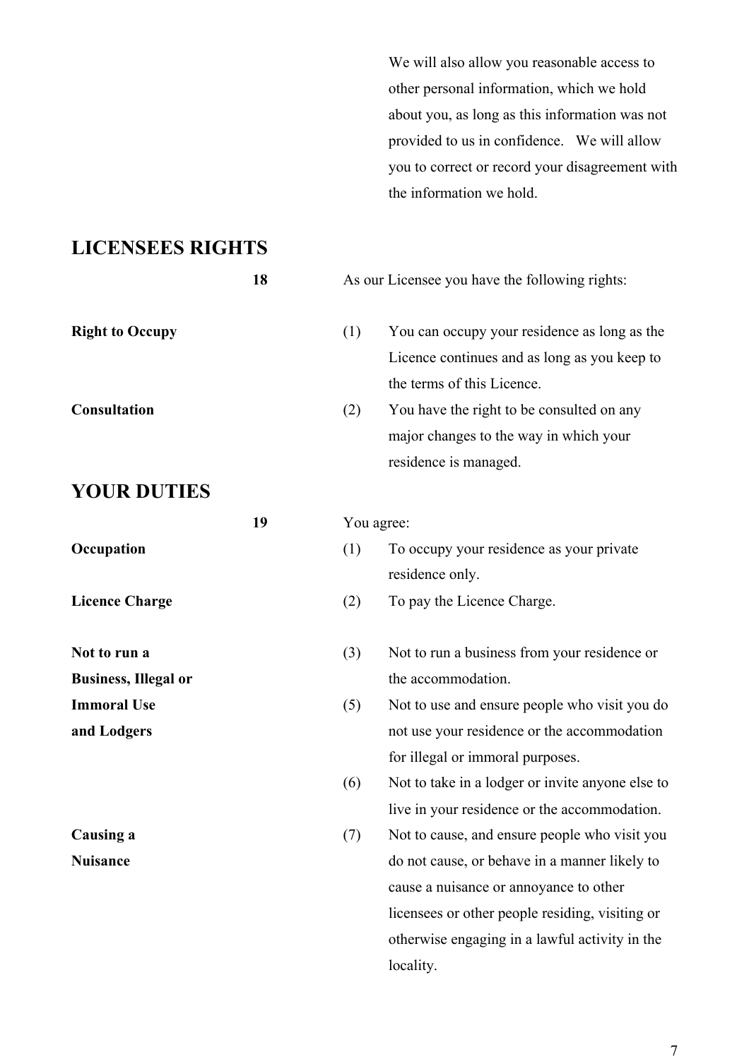We will also allow you reasonable access to other personal information, which we hold about you, as long as this information was not provided to us in confidence. We will allow you to correct or record your disagreement with the information we hold.

## LICENSEES RIGHTS

**18** As our Licensee you have the following rights:

**Right to Occupy**

(1) You can occupy your residence as long as the Licence continues and as long as you keep to the terms of this Licence.

**Consultation**

(2) You have the right to be consulted on any major changes to the way in which your residence is managed.

## YOUR DUTIES

**19** You agree:

**Occupation**

(1) To occupy your residence as your private residence only.

**Licence Charge**

(2) To pay the Licence Charge.

**Not to run a Business, Illegal or Immoral Use and Lodgers**

(3) Not to run a business from your residence or the accommodation.

(5) Not to use and ensure people who visit you do not use your residence or the accommodation for illegal or immoral purposes.

(6) Not to take in a lodger or invite anyone else to live in your residence or the accommodation.

**Causing a Nuisance**

(7) Not to cause, and ensure people who visit you do not cause, or behave in a manner likely to cause a nuisance or annoyance to other licensees or other people residing, visiting or otherwise engaging in a lawful activity in the locality.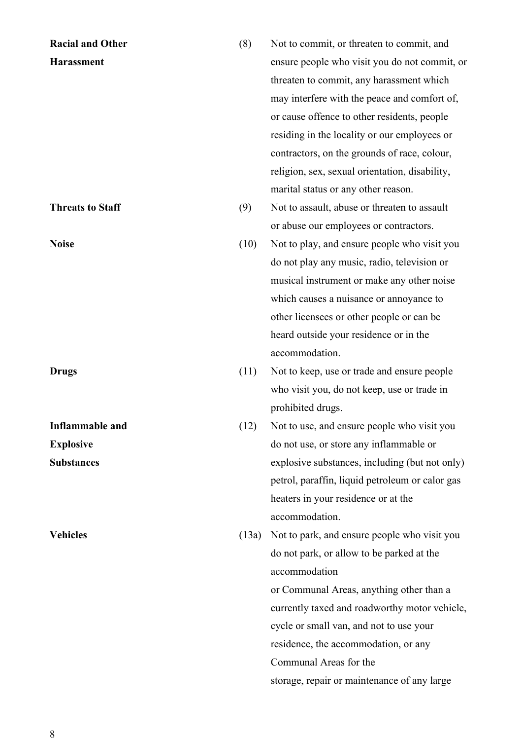**Racial and Other Harassment**

(8) Not to commit, or threaten to commit, and ensure people who visit you do not commit, or threaten to commit, any harassment which may interfere with the peace and comfort of, or cause offence to other residents, people residing in the locality or our employees or contractors, on the grounds of race, colour, religion, sex, sexual orientation, disability, marital status or any other reason.

**Threats to Staff**

(9) Not to assault, abuse or threaten to assault or abuse our employees or contractors.

**Noise**

(10) Not to play, and ensure people who visit you do not play any music, radio, television or musical instrument or make any other noise which causes a nuisance or annoyance to other licensees or other people or can be heard outside your residence or in the accommodation.

**Drugs**

(11) Not to keep, use or trade and ensure people who visit you, do not keep, use or trade in prohibited drugs.

**Inflammable and Explosive Substances**

(12) Not to use, and ensure people who visit you do not use, or store any inflammable or explosive substances, including (but not only) petrol, paraffin, liquid petroleum or calor gas heaters in your residence or at the accommodation.

**Vehicles**

(13a) Not to park, and ensure people who visit you do not park, or allow to be parked at the accommodation or Communal Areas, anything other than a currently taxed and roadworthy motor vehicle, cycle or small van, and not to use your residence, the accommodation, or any Communal Areas for the storage, repair or maintenance of any large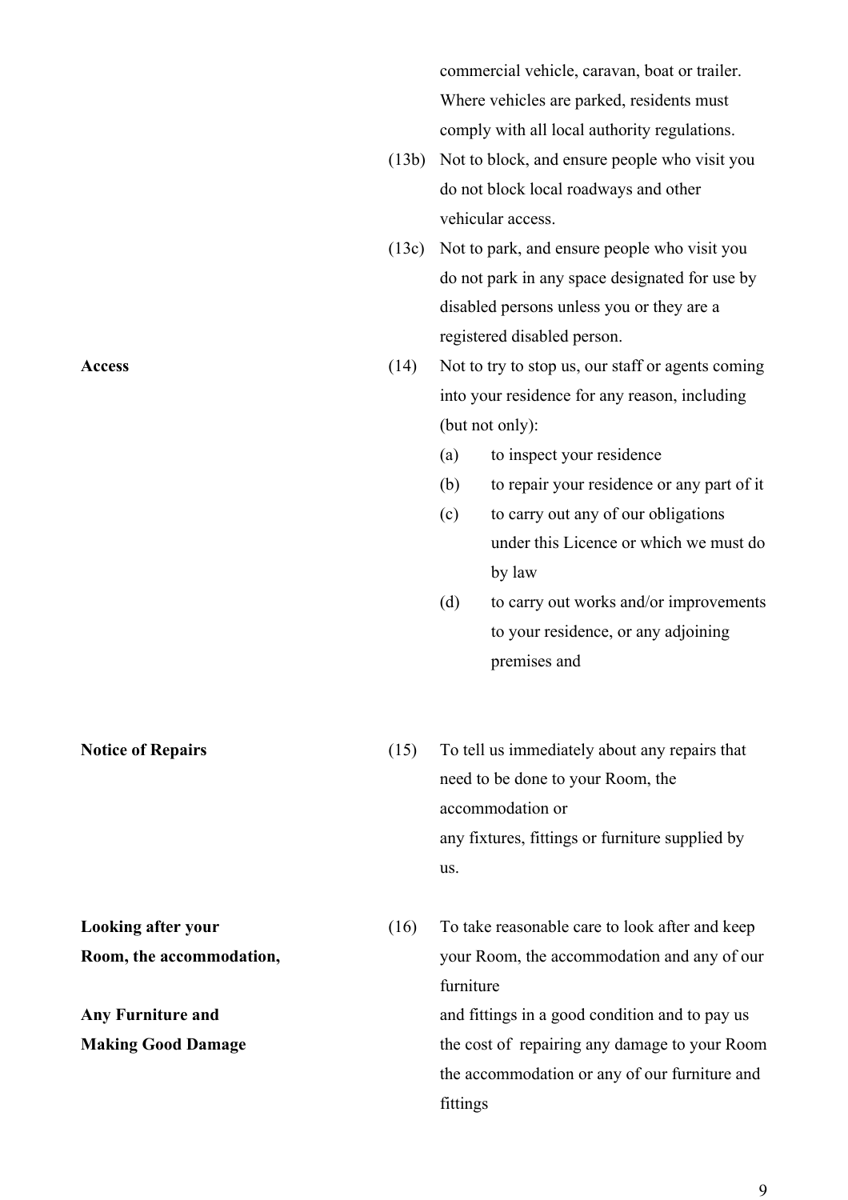commercial vehicle, caravan, boat or trailer. Where vehicles are parked, residents must comply with all local authority regulations.

(13b) Not to block, and ensure people who visit you do not block local roadways and other vehicular access.

(13c) Not to park, and ensure people who visit you do not park in any space designated for use by disabled persons unless you or they are a registered disabled person.

**Access**

(14) Not to try to stop us, our staff or agents coming into your residence for any reason, including (but not only):

- (a) to inspect your residence
- (b) to repair your residence or any part of it
- (c) to carry out any of our obligations under this Licence or which we must do by law
- (d) to carry out works and/or improvements to your residence, or any adjoining premises and

**Notice of Repairs**

(15) To tell us immediately about any repairs that need to be done to your Room, the accommodation or any fixtures, fittings or furniture supplied by us.

**Looking after your Room, the accommodation, Any Furniture and Making Good Damage**

(16) To take reasonable care to look after and keep your Room, the accommodation and any of our furniture and fittings in a good condition and to pay us the cost of repairing any damage to your Room the accommodation or any of our furniture and fittings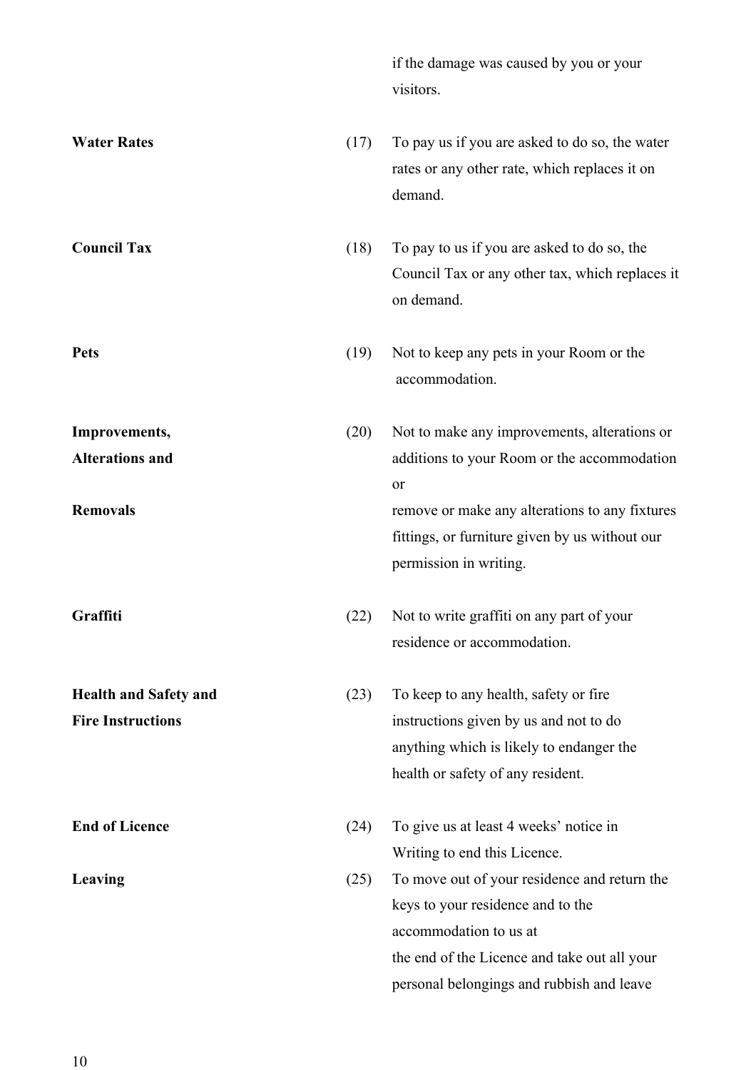if the damage was caused by you or your visitors.

**Water Rates** (17) To pay us if you are asked to do so, the water rates or any other rate, which replaces it on demand.

**Council Tax** (18) To pay to us if you are asked to do so, the Council Tax or any other tax, which replaces it on demand.

**Pets** (19) Not to keep any pets in your Room or the accommodation.

**Improvements, Alterations and Removals** (20) Not to make any improvements, alterations or additions to your Room or the accommodation or remove or make any alterations to any fixtures fittings, or furniture given by us without our permission in writing.

**Graffiti** (22) Not to write graffiti on any part of your residence or accommodation.

**Health and Safety and Fire Instructions** (23) To keep to any health, safety or fire instructions given by us and not to do anything which is likely to endanger the health or safety of any resident.

**End of Licence** (24) To give us at least 4 weeks' notice in Writing to end this Licence.

**Leaving** (25) To move out of your residence and return the keys to your residence and to the accommodation to us at the end of the Licence and take out all your personal belongings and rubbish and leave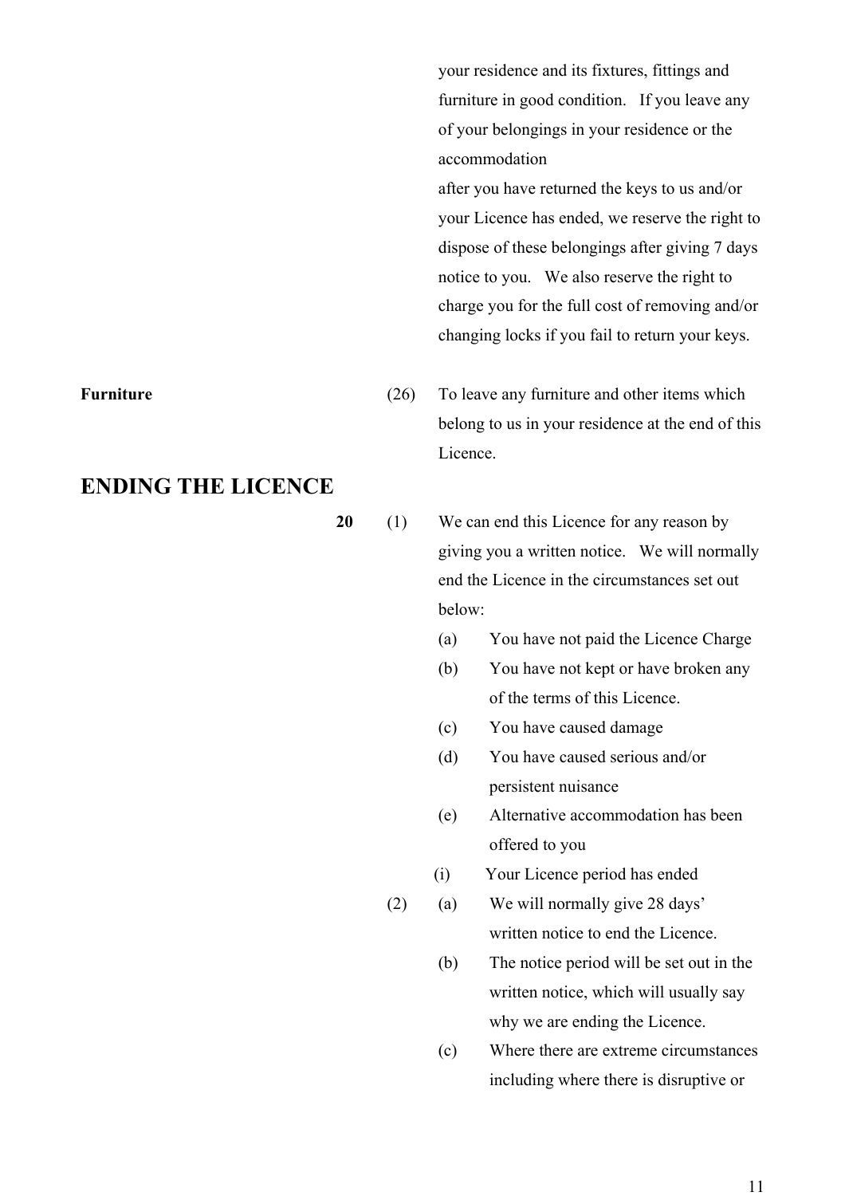your residence and its fixtures, fittings and furniture in good condition. If you leave any of your belongings in your residence or the accommodation after you have returned the keys to us and/or your Licence has ended, we reserve the right to dispose of these belongings after giving 7 days notice to you. We also reserve the right to charge you for the full cost of removing and/or changing locks if you fail to return your keys.

**Furniture**

(26) To leave any furniture and other items which belong to us in your residence at the end of this Licence.

## ENDING THE LICENCE

**20**

(1) We can end this Licence for any reason by giving you a written notice. We will normally end the Licence in the circumstances set out below:

- (a) You have not paid the Licence Charge
- (b) You have not kept or have broken any of the terms of this Licence.
- (c) You have caused damage
- (d) You have caused serious and/or persistent nuisance
- (e) Alternative accommodation has been offered to you
- (i) Your Licence period has ended

(2)

- (a) We will normally give 28 days' written notice to end the Licence.
- (b) The notice period will be set out in the written notice, which will usually say why we are ending the Licence.
- (c) Where there are extreme circumstances including where there is disruptive or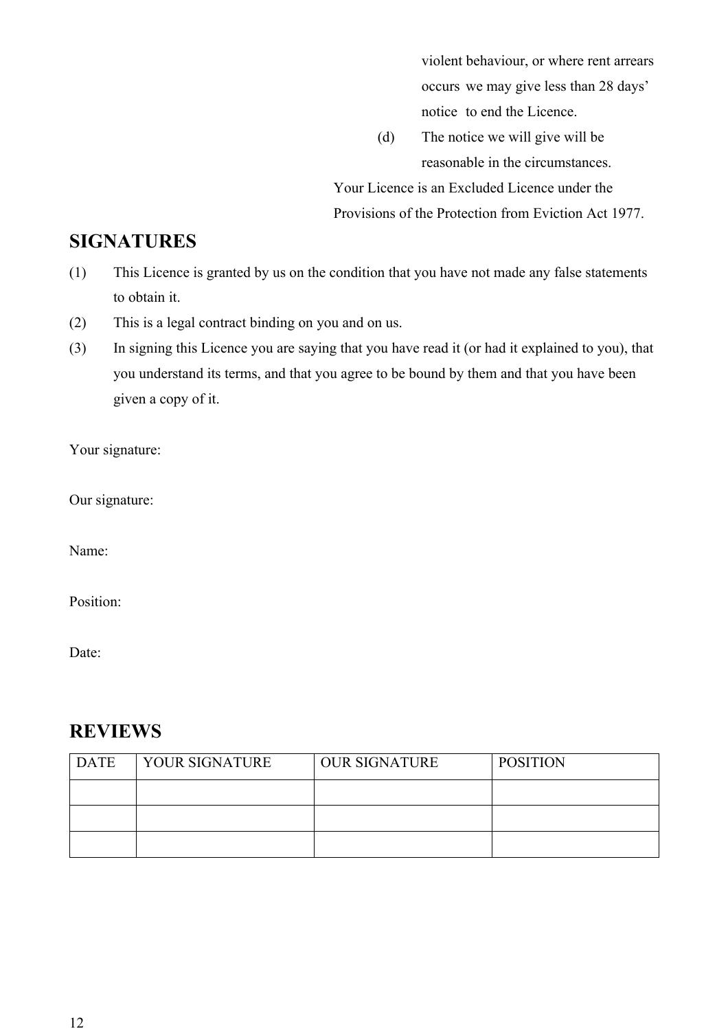violent behaviour, or where rent arrears occurs we may give less than 28 days' notice to end the Licence.

(d) The notice we will give will be reasonable in the circumstances.

Your Licence is an Excluded Licence under the Provisions of the Protection from Eviction Act 1977.

## SIGNATURES

(1) This Licence is granted by us on the condition that you have not made any false statements to obtain it.

(2) This is a legal contract binding on you and on us.

(3) In signing this Licence you are saying that you have read it (or had it explained to you), that you understand its terms, and that you agree to be bound by them and that you have been given a copy of it.

Your signature:

Our signature:

Name:

Position:

Date:

## REVIEWS

| DATE | YOUR SIGNATURE | OUR SIGNATURE | POSITION |
|---|---|---|---|
| | | | |
| | | | |
| | | | |